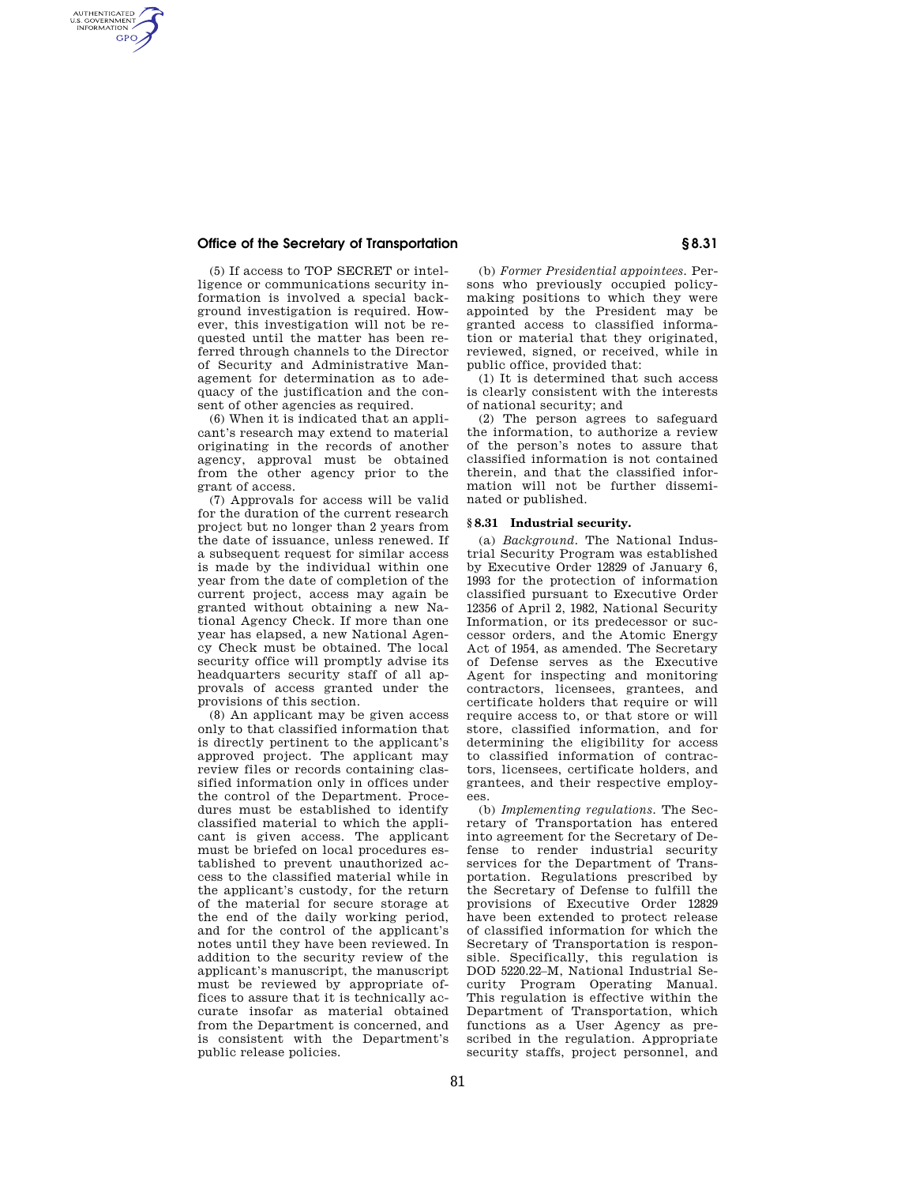(5) If access to TOP SECRET or intelligence or communications security information is involved a special background investigation is required. However, this investigation will not be requested until the matter has been referred through channels to the Director of Security and Administrative Management for determination as to adequacy of the justification and the consent of other agencies as required.

(6) When it is indicated that an applicant's research may extend to material originating in the records of another agency, approval must be obtained from the other agency prior to the grant of access.

(7) Approvals for access will be valid for the duration of the current research project but no longer than 2 years from the date of issuance, unless renewed. If a subsequent request for similar access is made by the individual within one year from the date of completion of the current project, access may again be granted without obtaining a new National Agency Check. If more than one year has elapsed, a new National Agency Check must be obtained. The local security office will promptly advise its headquarters security staff of all approvals of access granted under the provisions of this section.

(8) An applicant may be given access only to that classified information that is directly pertinent to the applicant's approved project. The applicant may review files or records containing classified information only in offices under the control of the Department. Procedures must be established to identify classified material to which the applicant is given access. The applicant must be briefed on local procedures established to prevent unauthorized access to the classified material while in the applicant's custody, for the return of the material for secure storage at the end of the daily working period, and for the control of the applicant's notes until they have been reviewed. In addition to the security review of the applicant's manuscript, the manuscript must be reviewed by appropriate offices to assure that it is technically accurate insofar as material obtained from the Department is concerned, and is consistent with the Department's public release policies.

(b) *Former Presidential appointees.* Persons who previously occupied policymaking positions to which they were appointed by the President may be granted access to classified information or material that they originated, reviewed, signed, or received, while in public office, provided that:

(1) It is determined that such access is clearly consistent with the interests of national security; and

(2) The person agrees to safeguard the information, to authorize a review of the person's notes to assure that classified information is not contained therein, and that the classified information will not be further disseminated or published.

### § 8.31 Industrial security.

(a) *Background.* The National Industrial Security Program was established by Executive Order 12829 of January 6, 1993 for the protection of information classified pursuant to Executive Order 12356 of April 2, 1982, National Security Information, or its predecessor or successor orders, and the Atomic Energy Act of 1954, as amended. The Secretary of Defense serves as the Executive Agent for inspecting and monitoring contractors, licensees, grantees, and certificate holders that require or will require access to, or that store or will store, classified information, and for determining the eligibility for access to classified information of contractors, licensees, certificate holders, and grantees, and their respective employees.

(b) *Implementing regulations.* The Secretary of Transportation has entered into agreement for the Secretary of Defense to render industrial security services for the Department of Transportation. Regulations prescribed by the Secretary of Defense to fulfill the provisions of Executive Order 12829 have been extended to protect release of classified information for which the Secretary of Transportation is responsible. Specifically, this regulation is DOD 5220.22–M, National Industrial Security Program Operating Manual. This regulation is effective within the Department of Transportation, which functions as a User Agency as prescribed in the regulation. Appropriate security staffs, project personnel, and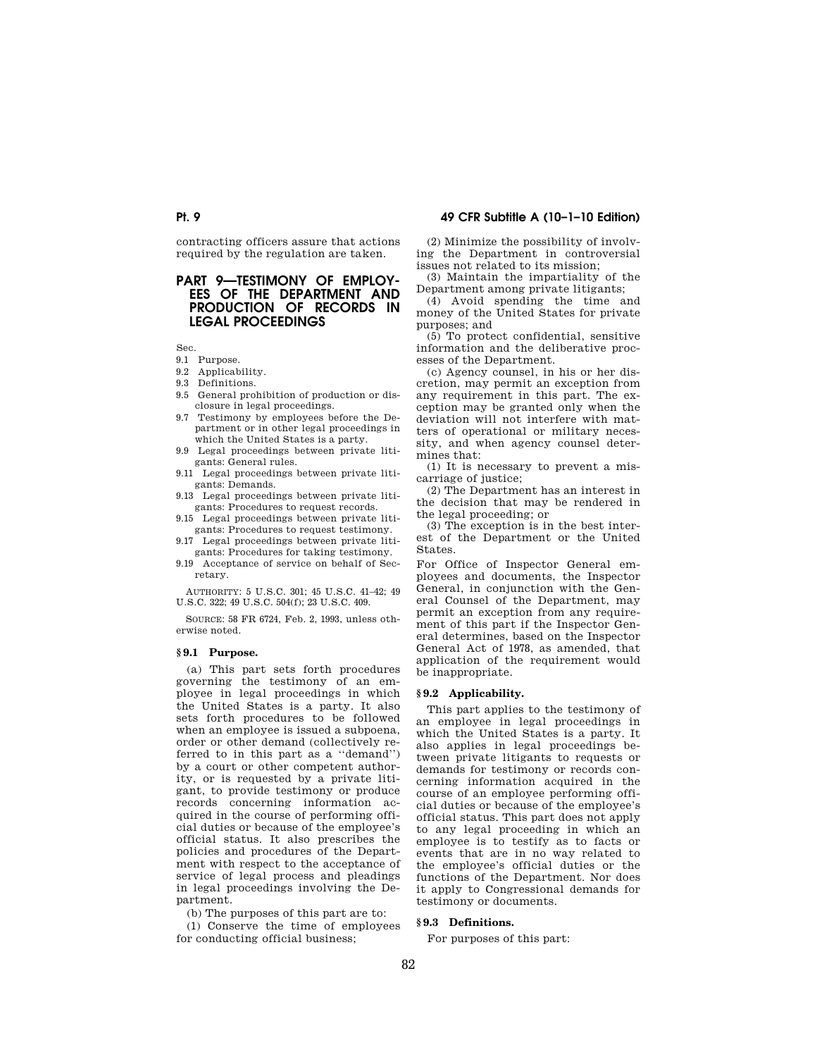contracting officers assure that actions required by the regulation are taken.

## PART 9—TESTIMONY OF EMPLOYEES OF THE DEPARTMENT AND PRODUCTION OF RECORDS IN LEGAL PROCEEDINGS

Sec.

9.1 Purpose.

9.2 Applicability.

9.3 Definitions.

9.5 General prohibition of production or disclosure in legal proceedings.

9.7 Testimony by employees before the Department or in other legal proceedings in which the United States is a party.

9.9 Legal proceedings between private litigants: General rules.

9.11 Legal proceedings between private litigants: Demands.

9.13 Legal proceedings between private litigants: Procedures to request records.

9.15 Legal proceedings between private litigants: Procedures to request testimony.

9.17 Legal proceedings between private litigants: Procedures for taking testimony.

9.19 Acceptance of service on behalf of Secretary.

AUTHORITY: 5 U.S.C. 301; 45 U.S.C. 41–42; 49 U.S.C. 322; 49 U.S.C. 504(f); 23 U.S.C. 409.

SOURCE: 58 FR 6724, Feb. 2, 1993, unless otherwise noted.

### § 9.1 Purpose.

(a) This part sets forth procedures governing the testimony of an employee in legal proceedings in which the United States is a party. It also sets forth procedures to be followed when an employee is issued a subpoena, order or other demand (collectively referred to in this part as a "demand") by a court or other competent authority, or is requested by a private litigant, to provide testimony or produce records concerning information acquired in the course of performing official duties or because of the employee's official status. It also prescribes the policies and procedures of the Department with respect to the acceptance of service of legal process and pleadings in legal proceedings involving the Department.

(b) The purposes of this part are to:

(1) Conserve the time of employees for conducting official business;

(2) Minimize the possibility of involving the Department in controversial issues not related to its mission;

(3) Maintain the impartiality of the Department among private litigants;

(4) Avoid spending the time and money of the United States for private purposes; and

(5) To protect confidential, sensitive information and the deliberative processes of the Department.

(c) Agency counsel, in his or her discretion, may permit an exception from any requirement in this part. The exception may be granted only when the deviation will not interfere with matters of operational or military necessity, and when agency counsel determines that:

(1) It is necessary to prevent a miscarriage of justice;

(2) The Department has an interest in the decision that may be rendered in the legal proceeding; or

(3) The exception is in the best interest of the Department or the United States.

For Office of Inspector General employees and documents, the Inspector General, in conjunction with the General Counsel of the Department, may permit an exception from any requirement of this part if the Inspector General determines, based on the Inspector General Act of 1978, as amended, that application of the requirement would be inappropriate.

### § 9.2 Applicability.

This part applies to the testimony of an employee in legal proceedings in which the United States is a party. It also applies in legal proceedings between private litigants to requests or demands for testimony or records concerning information acquired in the course of an employee performing official duties or because of the employee's official status. This part does not apply to any legal proceeding in which an employee is to testify as to facts or events that are in no way related to the employee's official duties or the functions of the Department. Nor does it apply to Congressional demands for testimony or documents.

### § 9.3 Definitions.

For purposes of this part: